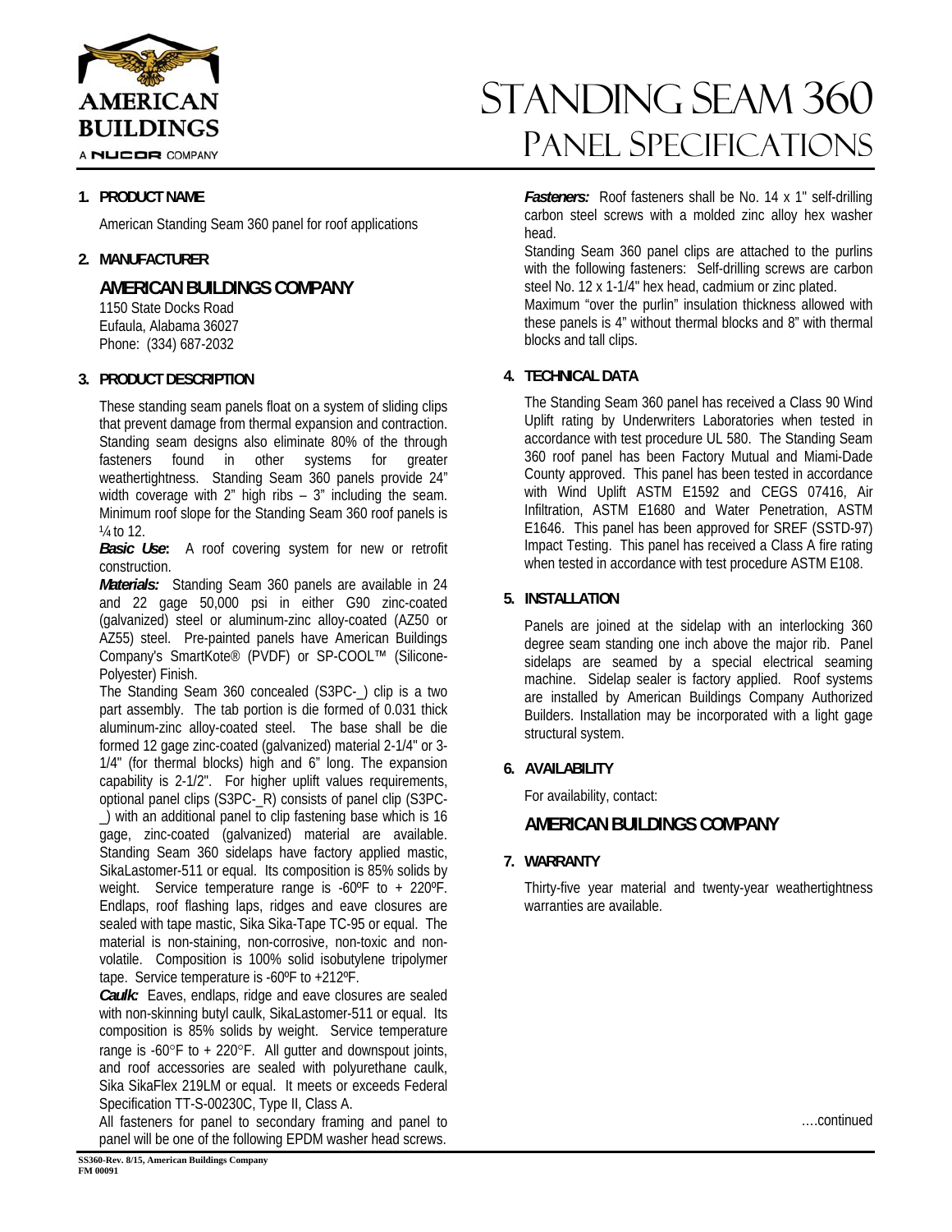# Standing Seam 360 Panel Specifications

AMERICAN BUILDINGS
A NUCOR COMPANY

## 1. PRODUCT NAME

American Standing Seam 360 panel for roof applications

## 2. MANUFACTURER

**AMERICAN BUILDINGS COMPANY**
1150 State Docks Road
Eufaula, Alabama 36027
Phone: (334) 687-2032

## 3. PRODUCT DESCRIPTION

These standing seam panels float on a system of sliding clips that prevent damage from thermal expansion and contraction. Standing seam designs also eliminate 80% of the through fasteners found in other systems for greater weathertightness. Standing Seam 360 panels provide 24" width coverage with 2" high ribs – 3" including the seam. Minimum roof slope for the Standing Seam 360 roof panels is ¼ to 12.

***Basic Use*:** A roof covering system for new or retrofit construction.

***Materials:*** Standing Seam 360 panels are available in 24 and 22 gage 50,000 psi in either G90 zinc-coated (galvanized) steel or aluminum-zinc alloy-coated (AZ50 or AZ55) steel. Pre-painted panels have American Buildings Company's SmartKote® (PVDF) or SP-COOL™ (Silicone-Polyester) Finish.

The Standing Seam 360 concealed (S3PC-_) clip is a two part assembly. The tab portion is die formed of 0.031 thick aluminum-zinc alloy-coated steel. The base shall be die formed 12 gage zinc-coated (galvanized) material 2-1/4" or 3-1/4" (for thermal blocks) high and 6" long. The expansion capability is 2-1/2". For higher uplift values requirements, optional panel clips (S3PC-_R) consists of panel clip (S3PC-_) with an additional panel to clip fastening base which is 16 gage, zinc-coated (galvanized) material are available. Standing Seam 360 sidelaps have factory applied mastic, SikaLastomer-511 or equal. Its composition is 85% solids by weight. Service temperature range is -60ºF to + 220ºF. Endlaps, roof flashing laps, ridges and eave closures are sealed with tape mastic, Sika Sika-Tape TC-95 or equal. The material is non-staining, non-corrosive, non-toxic and non-volatile. Composition is 100% solid isobutylene tripolymer tape. Service temperature is -60ºF to +212ºF.

***Caulk:*** Eaves, endlaps, ridge and eave closures are sealed with non-skinning butyl caulk, SikaLastomer-511 or equal. Its composition is 85% solids by weight. Service temperature range is -60°F to + 220°F. All gutter and downspout joints, and roof accessories are sealed with polyurethane caulk, Sika SikaFlex 219LM or equal. It meets or exceeds Federal Specification TT-S-00230C, Type II, Class A.

All fasteners for panel to secondary framing and panel to panel will be one of the following EPDM washer head screws.

***Fasteners:*** Roof fasteners shall be No. 14 x 1" self-drilling carbon steel screws with a molded zinc alloy hex washer head.

Standing Seam 360 panel clips are attached to the purlins with the following fasteners: Self-drilling screws are carbon steel No. 12 x 1-1/4" hex head, cadmium or zinc plated.

Maximum "over the purlin" insulation thickness allowed with these panels is 4" without thermal blocks and 8" with thermal blocks and tall clips.

## 4. TECHNICAL DATA

The Standing Seam 360 panel has received a Class 90 Wind Uplift rating by Underwriters Laboratories when tested in accordance with test procedure UL 580. The Standing Seam 360 roof panel has been Factory Mutual and Miami-Dade County approved. This panel has been tested in accordance with Wind Uplift ASTM E1592 and CEGS 07416, Air Infiltration, ASTM E1680 and Water Penetration, ASTM E1646. This panel has been approved for SREF (SSTD-97) Impact Testing. This panel has received a Class A fire rating when tested in accordance with test procedure ASTM E108.

## 5. INSTALLATION

Panels are joined at the sidelap with an interlocking 360 degree seam standing one inch above the major rib. Panel sidelaps are seamed by a special electrical seaming machine. Sidelap sealer is factory applied. Roof systems are installed by American Buildings Company Authorized Builders. Installation may be incorporated with a light gage structural system.

## 6. AVAILABILITY

For availability, contact:

**AMERICAN BUILDINGS COMPANY**

## 7. WARRANTY

Thirty-five year material and twenty-year weathertightness warranties are available.

….continued

SS360-Rev. 8/15, American Buildings Company
FM 00091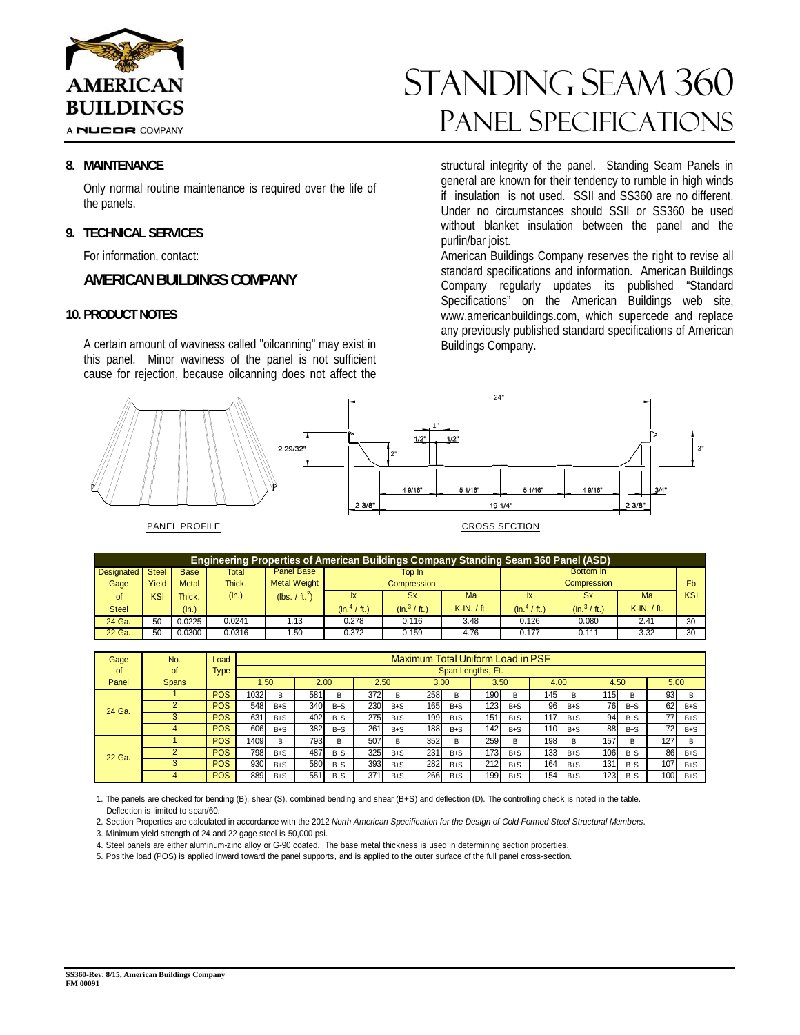# STANDING SEAM 360
## PANEL SPECIFICATIONS

### 8. MAINTENANCE

Only normal routine maintenance is required over the life of the panels.

### 9. TECHNICAL SERVICES

For information, contact:

### AMERICAN BUILDINGS COMPANY

### 10. PRODUCT NOTES

A certain amount of waviness called "oilcanning" may exist in this panel. Minor waviness of the panel is not sufficient cause for rejection, because oilcanning does not affect the structural integrity of the panel. Standing Seam Panels in general are known for their tendency to rumble in high winds if insulation is not used. SSII and SS360 are no different. Under no circumstances should SSII or SS360 be used without blanket insulation between the panel and the purlin/bar joist.

American Buildings Company reserves the right to revise all standard specifications and information. American Buildings Company regularly updates its published "Standard Specifications" on the American Buildings web site, www.americanbuildings.com, which supercede and replace any previously published standard specifications of American Buildings Company.

2 29/32"

PANEL PROFILE

24"

1"

1/2" 1/2"

2"

3"

4 9/16" 5 1/16" 5 1/16" 4 9/16"

3/4"

2 3/8" 19 1/4" 2 3/8"

CROSS SECTION

**Engineering Properties of American Buildings Company Standing Seam 360 Panel (ASD)**

| Designated Gage of Steel | Steel Yield KSI | Base Metal Thick. (In.) | Total Thick. (In.) | Panel Base Metal Weight (lbs. / ft.$^2$) | Top In Compression | | | Bottom In Compression | | | Fb KSI |
|---|---|---|---|---|---|---|---|---|---|---|---|
| | | | | | Ix (In.$^4$ / ft.) | Sx (In.$^3$ / ft.) | Ma K-IN. / ft. | Ix (In.$^4$ / ft.) | Sx (In.$^3$ / ft.) | Ma K-IN. / ft. | |
| 24 Ga. | 50 | 0.0225 | 0.0241 | 1.13 | 0.278 | 0.116 | 3.48 | 0.126 | 0.080 | 2.41 | 30 |
| 22 Ga. | 50 | 0.0300 | 0.0316 | 1.50 | 0.372 | 0.159 | 4.76 | 0.177 | 0.111 | 3.32 | 30 |

| Gage of Panel | No. of Spans | Load Type | Maximum Total Uniform Load in PSF — Span Lengths, Ft. | | | | | | | | | | | | | | | |
|---|---|---|---|---|---|---|---|---|---|---|---|---|---|---|---|---|---|---|
| | | | 1.50 | | 2.00 | | 2.50 | | 3.00 | | 3.50 | | 4.00 | | 4.50 | | 5.00 | |
| 24 Ga. | 1 | POS | 1032 | B | 581 | B | 372 | B | 258 | B | 190 | B | 145 | B | 115 | B | 93 | B |
| | 2 | POS | 548 | B+S | 340 | B+S | 230 | B+S | 165 | B+S | 123 | B+S | 96 | B+S | 76 | B+S | 62 | B+S |
| | 3 | POS | 631 | B+S | 402 | B+S | 275 | B+S | 199 | B+S | 151 | B+S | 117 | B+S | 94 | B+S | 77 | B+S |
| | 4 | POS | 606 | B+S | 382 | B+S | 261 | B+S | 188 | B+S | 142 | B+S | 110 | B+S | 88 | B+S | 72 | B+S |
| 22 Ga. | 1 | POS | 1409 | B | 793 | B | 507 | B | 352 | B | 259 | B | 198 | B | 157 | B | 127 | B |
| | 2 | POS | 798 | B+S | 487 | B+S | 325 | B+S | 231 | B+S | 173 | B+S | 133 | B+S | 106 | B+S | 86 | B+S |
| | 3 | POS | 930 | B+S | 580 | B+S | 393 | B+S | 282 | B+S | 212 | B+S | 164 | B+S | 131 | B+S | 107 | B+S |
| | 4 | POS | 889 | B+S | 551 | B+S | 371 | B+S | 266 | B+S | 199 | B+S | 154 | B+S | 123 | B+S | 100 | B+S |

1. The panels are checked for bending (B), shear (S), combined bending and shear (B+S) and deflection (D). The controlling check is noted in the table. Deflection is limited to span/60.
2. Section Properties are calculated in accordance with the 2012 *North American Specification for the Design of Cold-Formed Steel Structural Members*.
3. Minimum yield strength of 24 and 22 gage steel is 50,000 psi.
4. Steel panels are either aluminum-zinc alloy or G-90 coated. The base metal thickness is used in determining section properties.
5. Positive load (POS) is applied inward toward the panel supports, and is applied to the outer surface of the full panel cross-section.

**SS360-Rev. 8/15, American Buildings Company**
**FM 00091**